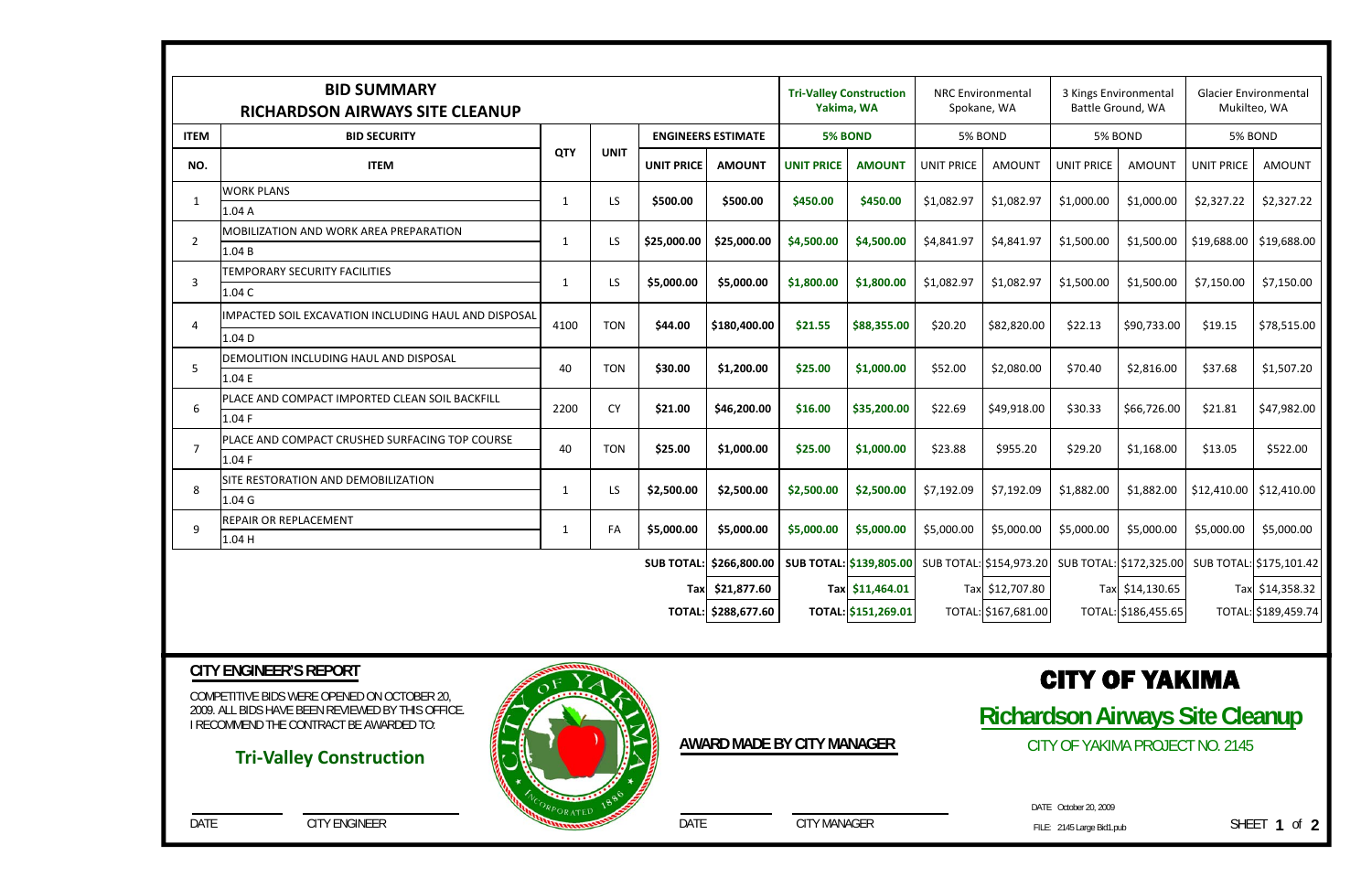# BID SUMMARY
## RICHARDSON AIRWAYS SITE CLEANUP

| ITEM | BID SECURITY | QTY | UNIT | ENGINEERS ESTIMATE | | Tri-Valley Construction Yakima, WA | | NRC Environmental Spokane, WA | | 3 Kings Environmental Battle Ground, WA | | Glacier Environmental Mukilteo, WA | |
|---|---|---|---|---|---|---|---|---|---|---|---|---|---|
| | | | | | | 5% BOND | | 5% BOND | | 5% BOND | | 5% BOND | |
| NO. | ITEM | | | UNIT PRICE | AMOUNT | UNIT PRICE | AMOUNT | UNIT PRICE | AMOUNT | UNIT PRICE | AMOUNT | UNIT PRICE | AMOUNT |
| 1 | WORK PLANS 1.04 A | 1 | LS | $500.00 | $500.00 | $450.00 | $450.00 | $1,082.97 | $1,082.97 | $1,000.00 | $1,000.00 | $2,327.22 | $2,327.22 |
| 2 | MOBILIZATION AND WORK AREA PREPARATION 1.04 B | 1 | LS | $25,000.00 | $25,000.00 | $4,500.00 | $4,500.00 | $4,841.97 | $4,841.97 | $1,500.00 | $1,500.00 | $19,688.00 | $19,688.00 |
| 3 | TEMPORARY SECURITY FACILITIES 1.04 C | 1 | LS | $5,000.00 | $5,000.00 | $1,800.00 | $1,800.00 | $1,082.97 | $1,082.97 | $1,500.00 | $1,500.00 | $7,150.00 | $7,150.00 |
| 4 | IMPACTED SOIL EXCAVATION INCLUDING HAUL AND DISPOSAL 1.04 D | 4100 | TON | $44.00 | $180,400.00 | $21.55 | $88,355.00 | $20.20 | $82,820.00 | $22.13 | $90,733.00 | $19.15 | $78,515.00 |
| 5 | DEMOLITION INCLUDING HAUL AND DISPOSAL 1.04 E | 40 | TON | $30.00 | $1,200.00 | $25.00 | $1,000.00 | $52.00 | $2,080.00 | $70.40 | $2,816.00 | $37.68 | $1,507.20 |
| 6 | PLACE AND COMPACT IMPORTED CLEAN SOIL BACKFILL 1.04 F | 2200 | CY | $21.00 | $46,200.00 | $16.00 | $35,200.00 | $22.69 | $49,918.00 | $30.33 | $66,726.00 | $21.81 | $47,982.00 |
| 7 | PLACE AND COMPACT CRUSHED SURFACING TOP COURSE 1.04 F | 40 | TON | $25.00 | $1,000.00 | $25.00 | $1,000.00 | $23.88 | $955.20 | $29.20 | $1,168.00 | $13.05 | $522.00 |
| 8 | SITE RESTORATION AND DEMOBILIZATION 1.04 G | 1 | LS | $2,500.00 | $2,500.00 | $2,500.00 | $2,500.00 | $7,192.09 | $7,192.09 | $1,882.00 | $1,882.00 | $12,410.00 | $12,410.00 |
| 9 | REPAIR OR REPLACEMENT 1.04 H | 1 | FA | $5,000.00 | $5,000.00 | $5,000.00 | $5,000.00 | $5,000.00 | $5,000.00 | $5,000.00 | $5,000.00 | $5,000.00 | $5,000.00 |
| | | | | SUB TOTAL: | $266,800.00 | SUB TOTAL: | $139,805.00 | SUB TOTAL: | $154,973.20 | SUB TOTAL: | $172,325.00 | SUB TOTAL: | $175,101.42 |
| | | | | Tax | $21,877.60 | Tax | $11,464.01 | Tax | $12,707.80 | Tax | $14,130.65 | Tax | $14,358.32 |
| | | | | TOTAL: | $288,677.60 | TOTAL: | $151,269.01 | TOTAL: | $167,681.00 | TOTAL: | $186,455.65 | TOTAL: | $189,459.74 |

### CITY ENGINEER'S REPORT

COMPETITIVE BIDS WERE OPENED ON OCTOBER 20, 2009. ALL BIDS HAVE BEEN REVIEWED BY THIS OFFICE. I RECOMMEND THE CONTRACT BE AWARDED TO:

**Tri-Valley Construction**

DATE CITY ENGINEER

**AWARD MADE BY CITY MANAGER**

DATE CITY MANAGER

# CITY OF YAKIMA

## Richardson Airways Site Cleanup

CITY OF YAKIMA PROJECT NO. 2145

DATE October 20, 2009

FILE: 2145 Large Bid1.pub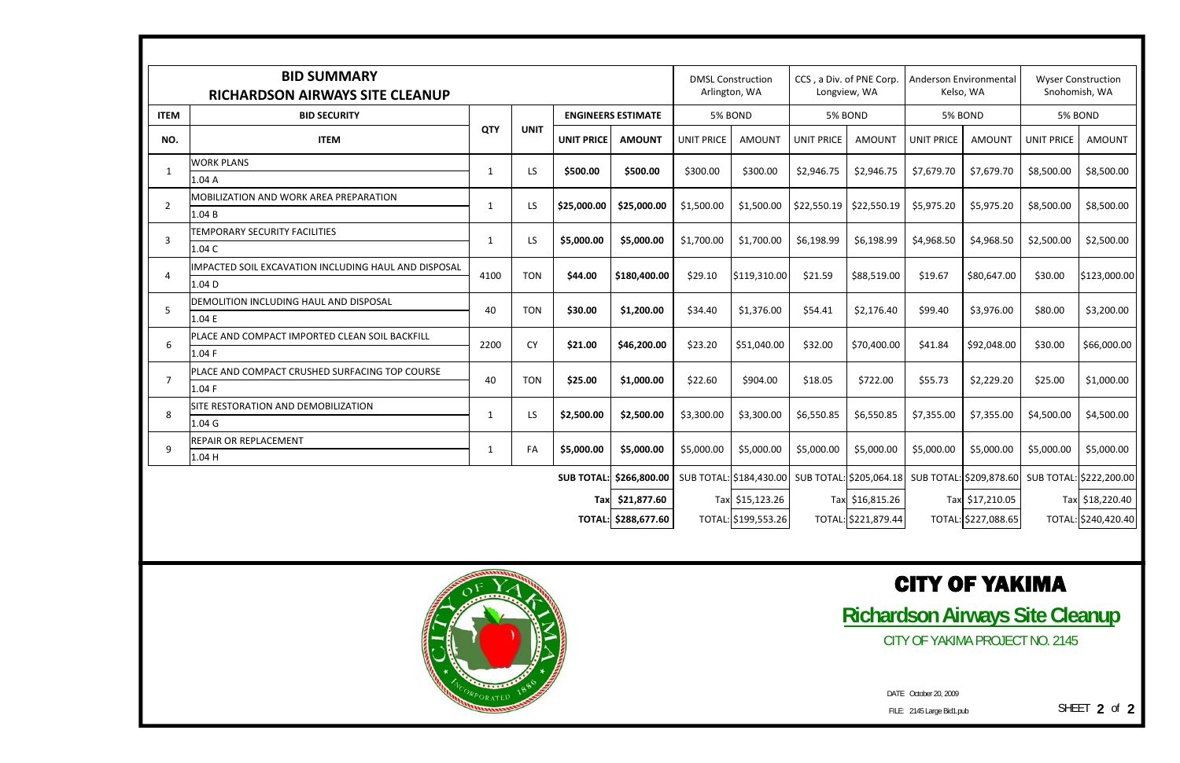| BID SUMMARY RICHARDSON AIRWAYS SITE CLEANUP | | | | | | DMSL Construction Arlington, WA | | CCS , a Div. of PNE Corp. Longview, WA | | Anderson Environmental Kelso, WA | | Wyser Construction Snohomish, WA | |
|---|---|---|---|---|---|---|---|---|---|---|---|---|---|
| ITEM | BID SECURITY | QTY | UNIT | ENGINEERS ESTIMATE | | 5% BOND | | 5% BOND | | 5% BOND | | 5% BOND | |
| NO. | ITEM | | | UNIT PRICE | AMOUNT | UNIT PRICE | AMOUNT | UNIT PRICE | AMOUNT | UNIT PRICE | AMOUNT | UNIT PRICE | AMOUNT |
| 1 | WORK PLANS<br>1.04 A | 1 | LS | $500.00 | $500.00 | $300.00 | $300.00 | $2,946.75 | $2,946.75 | $7,679.70 | $7,679.70 | $8,500.00 | $8,500.00 |
| 2 | MOBILIZATION AND WORK AREA PREPARATION<br>1.04 B | 1 | LS | $25,000.00 | $25,000.00 | $1,500.00 | $1,500.00 | $22,550.19 | $22,550.19 | $5,975.20 | $5,975.20 | $8,500.00 | $8,500.00 |
| 3 | TEMPORARY SECURITY FACILITIES<br>1.04 C | 1 | LS | $5,000.00 | $5,000.00 | $1,700.00 | $1,700.00 | $6,198.99 | $6,198.99 | $4,968.50 | $4,968.50 | $2,500.00 | $2,500.00 |
| 4 | IMPACTED SOIL EXCAVATION INCLUDING HAUL AND DISPOSAL<br>1.04 D | 4100 | TON | $44.00 | $180,400.00 | $29.10 | $119,310.00 | $21.59 | $88,519.00 | $19.67 | $80,647.00 | $30.00 | $123,000.00 |
| 5 | DEMOLITION INCLUDING HAUL AND DISPOSAL<br>1.04 E | 40 | TON | $30.00 | $1,200.00 | $34.40 | $1,376.00 | $54.41 | $2,176.40 | $99.40 | $3,976.00 | $80.00 | $3,200.00 |
| 6 | PLACE AND COMPACT IMPORTED CLEAN SOIL BACKFILL<br>1.04 F | 2200 | CY | $21.00 | $46,200.00 | $23.20 | $51,040.00 | $32.00 | $70,400.00 | $41.84 | $92,048.00 | $30.00 | $66,000.00 |
| 7 | PLACE AND COMPACT CRUSHED SURFACING TOP COURSE<br>1.04 F | 40 | TON | $25.00 | $1,000.00 | $22.60 | $904.00 | $18.05 | $722.00 | $55.73 | $2,229.20 | $25.00 | $1,000.00 |
| 8 | SITE RESTORATION AND DEMOBILIZATION<br>1.04 G | 1 | LS | $2,500.00 | $2,500.00 | $3,300.00 | $3,300.00 | $6,550.85 | $6,550.85 | $7,355.00 | $7,355.00 | $4,500.00 | $4,500.00 |
| 9 | REPAIR OR REPLACEMENT<br>1.04 H | 1 | FA | $5,000.00 | $5,000.00 | $5,000.00 | $5,000.00 | $5,000.00 | $5,000.00 | $5,000.00 | $5,000.00 | $5,000.00 | $5,000.00 |
| | | | | SUB TOTAL: | $266,800.00 | SUB TOTAL: | $184,430.00 | SUB TOTAL: | $205,064.18 | SUB TOTAL: | $209,878.60 | SUB TOTAL: | $222,200.00 |
| | | | | Tax | $21,877.60 | Tax | $15,123.26 | Tax | $16,815.26 | Tax | $17,210.05 | Tax | $18,220.40 |
| | | | | TOTAL: | $288,677.60 | TOTAL: | $199,553.26 | TOTAL: | $221,879.44 | TOTAL: | $227,088.65 | TOTAL: | $240,420.40 |

CITY OF YAKIMA • INCORPORATED 1886

# CITY OF YAKIMA

## Richardson Airways Site Cleanup

CITY OF YAKIMA PROJECT NO. 2145

DATE October 20, 2009

FILE: 2145 Large Bid1.pub

SHEET **2** of **2**